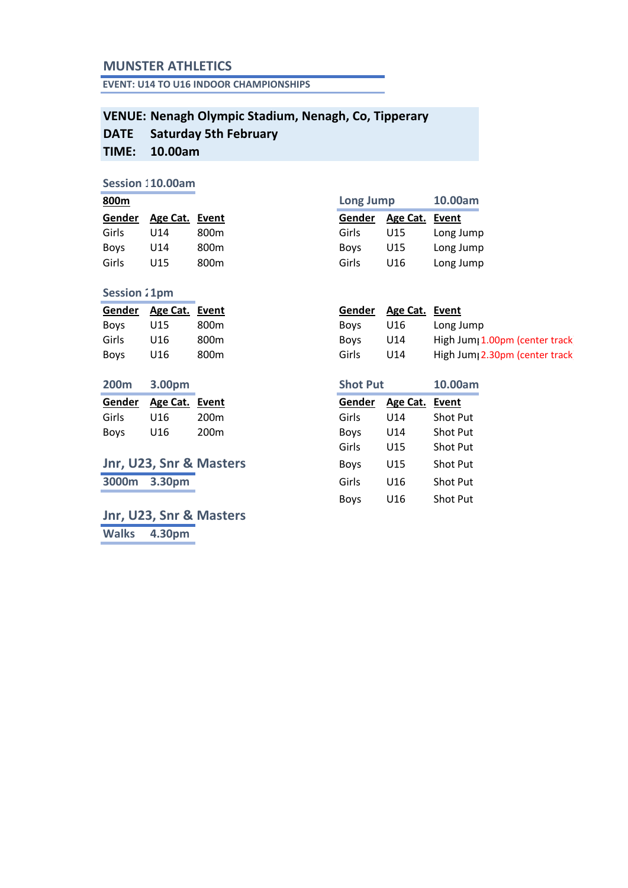# MUNSTER ATHLETICS

**EVENT: U14 TO U16 INDOOR CHAMPIONSHIPS**

**VENUE:** Nenagh Olympic Stadium, Nenagh, Co, Tipperary
**DATE** Saturday 5th February
**TIME:** 10.00am

### Session 1 10.00am

**800m**

| Gender | Age Cat. | Event |
|---|---|---|
| Girls | U14 | 800m |
| Boys | U14 | 800m |
| Girls | U15 | 800m |

### Session 2 1pm

| Gender | Age Cat. | Event |
|---|---|---|
| Boys | U15 | 800m |
| Girls | U16 | 800m |
| Boys | U16 | 800m |

### 200m 3.00pm

| Gender | Age Cat. | Event |
|---|---|---|
| Girls | U16 | 200m |
| Boys | U16 | 200m |

### Jnr, U23, Snr & Masters

**3000m 3.30pm**

### Jnr, U23, Snr & Masters

**Walks 4.30pm**

### Long Jump 10.00am

| Gender | Age Cat. | Event |
|---|---|---|
| Girls | U15 | Long Jump |
| Boys | U15 | Long Jump |
| Girls | U16 | Long Jump |

| Gender | Age Cat. | Event |
|---|---|---|
| Boys | U16 | Long Jump |
| Boys | U14 | High Jump 1.00pm (center track |
| Girls | U14 | High Jump 2.30pm (center track |

### Shot Put 10.00am

| Gender | Age Cat. | Event |
|---|---|---|
| Girls | U14 | Shot Put |
| Boys | U14 | Shot Put |
| Girls | U15 | Shot Put |
| Boys | U15 | Shot Put |
| Girls | U16 | Shot Put |
| Boys | U16 | Shot Put |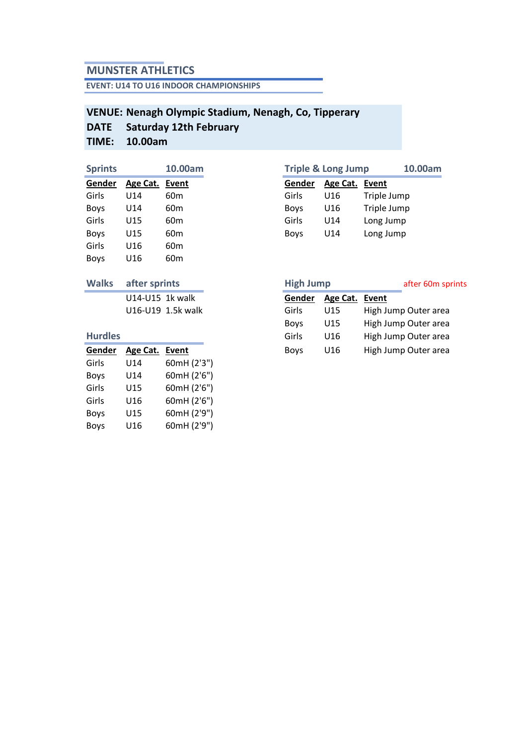## MUNSTER ATHLETICS

**EVENT: U14 TO U16 INDOOR CHAMPIONSHIPS**

**VENUE: Nenagh Olympic Stadium, Nenagh, Co, Tipperary**
**DATE Saturday 12th February**
**TIME: 10.00am**

### Sprints 10.00am

| Gender | Age Cat. | Event |
|---|---|---|
| Girls | U14 | 60m |
| Boys | U14 | 60m |
| Girls | U15 | 60m |
| Boys | U15 | 60m |
| Girls | U16 | 60m |
| Boys | U16 | 60m |

### Walks after sprints

| | |
|---|---|
| U14-U15 | 1k walk |
| U16-U19 | 1.5k walk |

### Hurdles

| Gender | Age Cat. | Event |
|---|---|---|
| Girls | U14 | 60mH (2'3") |
| Boys | U14 | 60mH (2'6") |
| Girls | U15 | 60mH (2'6") |
| Girls | U16 | 60mH (2'6") |
| Boys | U15 | 60mH (2'9") |
| Boys | U16 | 60mH (2'9") |

### Triple & Long Jump 10.00am

| Gender | Age Cat. | Event |
|---|---|---|
| Girls | U16 | Triple Jump |
| Boys | U16 | Triple Jump |
| Girls | U14 | Long Jump |
| Boys | U14 | Long Jump |

### High Jump after 60m sprints

| Gender | Age Cat. | Event |
|---|---|---|
| Girls | U15 | High Jump Outer area |
| Boys | U15 | High Jump Outer area |
| Girls | U16 | High Jump Outer area |
| Boys | U16 | High Jump Outer area |